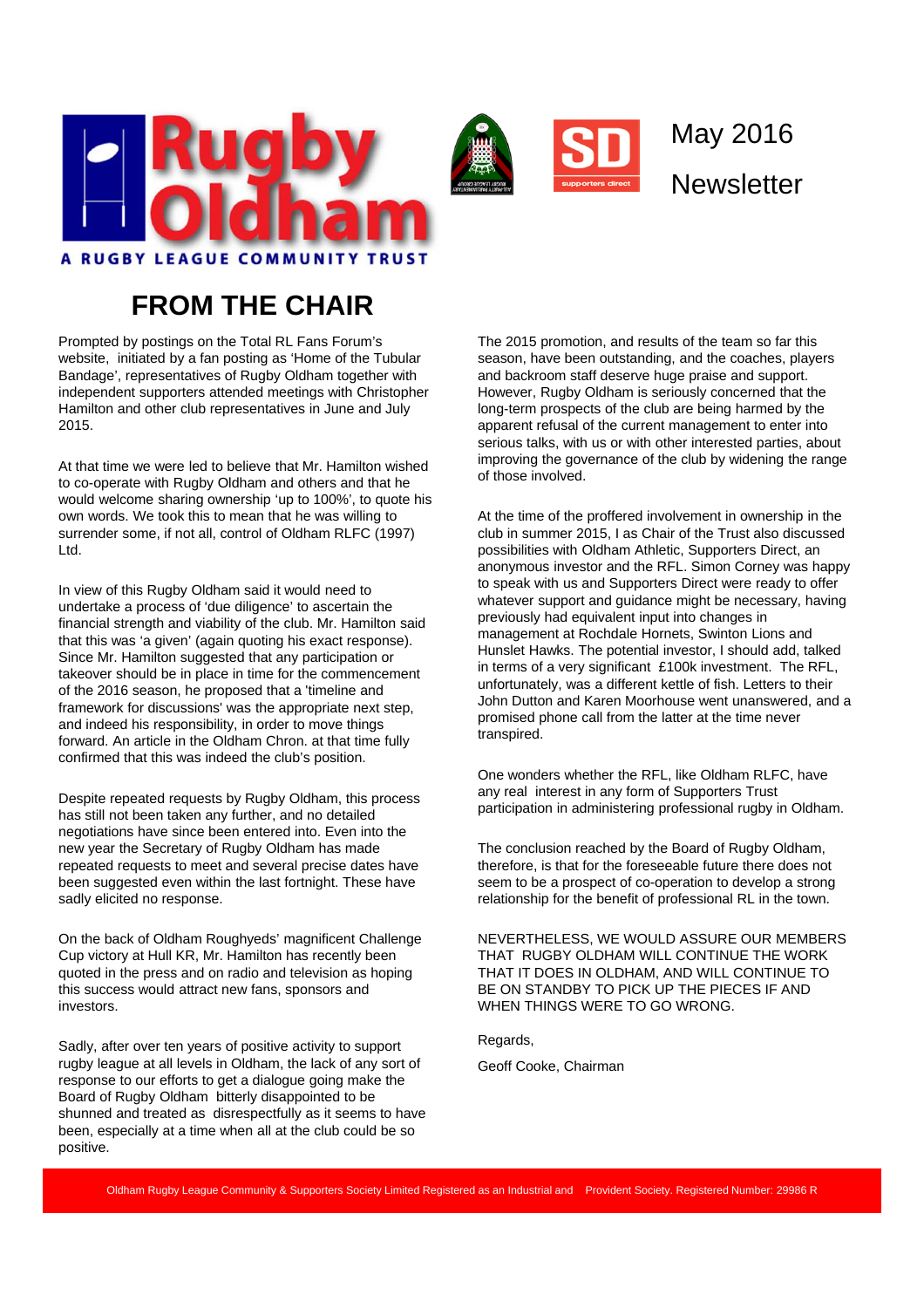Rugby Oldham

A RUGBY LEAGUE COMMUNITY TRUST

May 2016

Newsletter

# FROM THE CHAIR

Prompted by postings on the Total RL Fans Forum's website, initiated by a fan posting as 'Home of the Tubular Bandage', representatives of Rugby Oldham together with independent supporters attended meetings with Christopher Hamilton and other club representatives in June and July 2015.

At that time we were led to believe that Mr. Hamilton wished to co-operate with Rugby Oldham and others and that he would welcome sharing ownership 'up to 100%', to quote his own words. We took this to mean that he was willing to surrender some, if not all, control of Oldham RLFC (1997) Ltd.

In view of this Rugby Oldham said it would need to undertake a process of 'due diligence' to ascertain the financial strength and viability of the club. Mr. Hamilton said that this was 'a given' (again quoting his exact response). Since Mr. Hamilton suggested that any participation or takeover should be in place in time for the commencement of the 2016 season, he proposed that a 'timeline and framework for discussions' was the appropriate next step, and indeed his responsibility, in order to move things forward. An article in the Oldham Chron. at that time fully confirmed that this was indeed the club's position.

Despite repeated requests by Rugby Oldham, this process has still not been taken any further, and no detailed negotiations have since been entered into. Even into the new year the Secretary of Rugby Oldham has made repeated requests to meet and several precise dates have been suggested even within the last fortnight. These have sadly elicited no response.

On the back of Oldham Roughyeds' magnificent Challenge Cup victory at Hull KR, Mr. Hamilton has recently been quoted in the press and on radio and television as hoping this success would attract new fans, sponsors and investors.

Sadly, after over ten years of positive activity to support rugby league at all levels in Oldham, the lack of any sort of response to our efforts to get a dialogue going make the Board of Rugby Oldham bitterly disappointed to be shunned and treated as disrespectfully as it seems to have been, especially at a time when all at the club could be so positive.

The 2015 promotion, and results of the team so far this season, have been outstanding, and the coaches, players and backroom staff deserve huge praise and support. However, Rugby Oldham is seriously concerned that the long-term prospects of the club are being harmed by the apparent refusal of the current management to enter into serious talks, with us or with other interested parties, about improving the governance of the club by widening the range of those involved.

At the time of the proffered involvement in ownership in the club in summer 2015, I as Chair of the Trust also discussed possibilities with Oldham Athletic, Supporters Direct, an anonymous investor and the RFL. Simon Corney was happy to speak with us and Supporters Direct were ready to offer whatever support and guidance might be necessary, having previously had equivalent input into changes in management at Rochdale Hornets, Swinton Lions and Hunslet Hawks. The potential investor, I should add, talked in terms of a very significant £100k investment. The RFL, unfortunately, was a different kettle of fish. Letters to their John Dutton and Karen Moorhouse went unanswered, and a promised phone call from the latter at the time never transpired.

One wonders whether the RFL, like Oldham RLFC, have any real interest in any form of Supporters Trust participation in administering professional rugby in Oldham.

The conclusion reached by the Board of Rugby Oldham, therefore, is that for the foreseeable future there does not seem to be a prospect of co-operation to develop a strong relationship for the benefit of professional RL in the town.

NEVERTHELESS, WE WOULD ASSURE OUR MEMBERS THAT RUGBY OLDHAM WILL CONTINUE THE WORK THAT IT DOES IN OLDHAM, AND WILL CONTINUE TO BE ON STANDBY TO PICK UP THE PIECES IF AND WHEN THINGS WERE TO GO WRONG.

Regards,

Geoff Cooke, Chairman

Oldham Rugby League Community & Supporters Society Limited Registered as an Industrial and Provident Society. Registered Number: 29986 R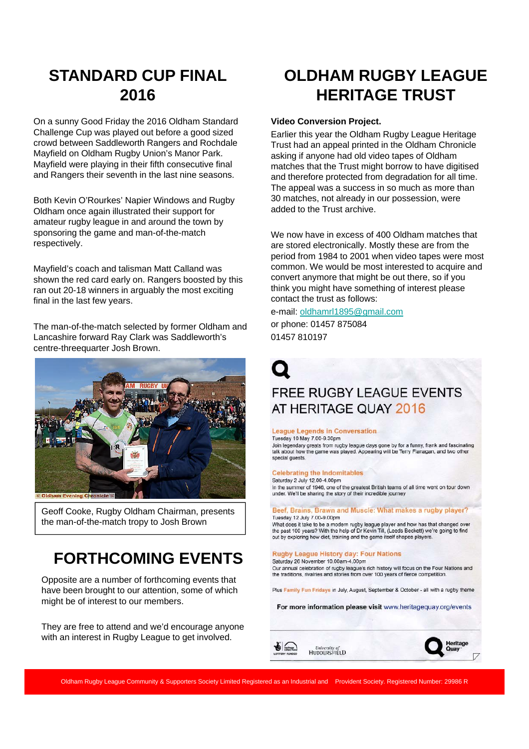# STANDARD CUP FINAL 2016

On a sunny Good Friday the 2016 Oldham Standard Challenge Cup was played out before a good sized crowd between Saddleworth Rangers and Rochdale Mayfield on Oldham Rugby Union's Manor Park. Mayfield were playing in their fifth consecutive final and Rangers their seventh in the last nine seasons.

Both Kevin O'Rourkes' Napier Windows and Rugby Oldham once again illustrated their support for amateur rugby league in and around the town by sponsoring the game and man-of-the-match respectively.

Mayfield's coach and talisman Matt Calland was shown the red card early on. Rangers boosted by this ran out 20-18 winners in arguably the most exciting final in the last few years.

The man-of-the-match selected by former Oldham and Lancashire forward Ray Clark was Saddleworth's centre-threequarter Josh Brown.

© Oldham Evening Chronicle ©

Geoff Cooke, Rugby Oldham Chairman, presents the man-of-the-match tropy to Josh Brown

# FORTHCOMING EVENTS

Opposite are a number of forthcoming events that have been brought to our attention, some of which might be of interest to our members.

They are free to attend and we'd encourage anyone with an interest in Rugby League to get involved.

# OLDHAM RUGBY LEAGUE HERITAGE TRUST

**Video Conversion Project.**

Earlier this year the Oldham Rugby League Heritage Trust had an appeal printed in the Oldham Chronicle asking if anyone had old video tapes of Oldham matches that the Trust might borrow to have digitised and therefore protected from degradation for all time. The appeal was a success in so much as more than 30 matches, not already in our possession, were added to the Trust archive.

We now have in excess of 400 Oldham matches that are stored electronically. Mostly these are from the period from 1984 to 2001 when video tapes were most common. We would be most interested to acquire and convert anymore that might be out there, so if you think you might have something of interest please contact the trust as follows:

e-mail: oldhamrl1895@gmail.com

or phone: 01457 875084

01457 810197

## FREE RUGBY LEAGUE EVENTS AT HERITAGE QUAY 2016

**League Legends in Conversation**
Tuesday 10 May 7.00-9.30pm
Join legendary greats from rugby league days gone by for a funny, frank and fascinating talk about how the game was played. Appearing will be Terry Flanagan, and two other special guests.

**Celebrating the Indomitables**
Saturday 2 July 12.00-4.00pm
In the summer of 1946, one of the greatest British teams of all time went on tour down under. We'll be sharing the story of their incredible journey

**Beef, Brains, Brawn and Muscle: What makes a rugby player?**
Tuesday 12 July 7.00-9.00pm
What does it take to be a modern rugby league player and how has that changed over the past 100 years? With the help of Dr Kevin Till, (Leeds Beckett) we're going to find out by exploring how diet, training and the game itself shapes players.

**Rugby League History day: Four Nations**
Saturday 26 November 10.00am-4.00pm
Our annual celebration of rugby league's rich history will focus on the Four Nations and the traditions, rivalries and stories from over 100 years of fierce competition.

Plus Family Fun Fridays in July, August, September & October - all with a rugby theme

**For more information please visit www.heritagequay.org/events**

Lottery Funded · University of Huddersfield · Heritage Quay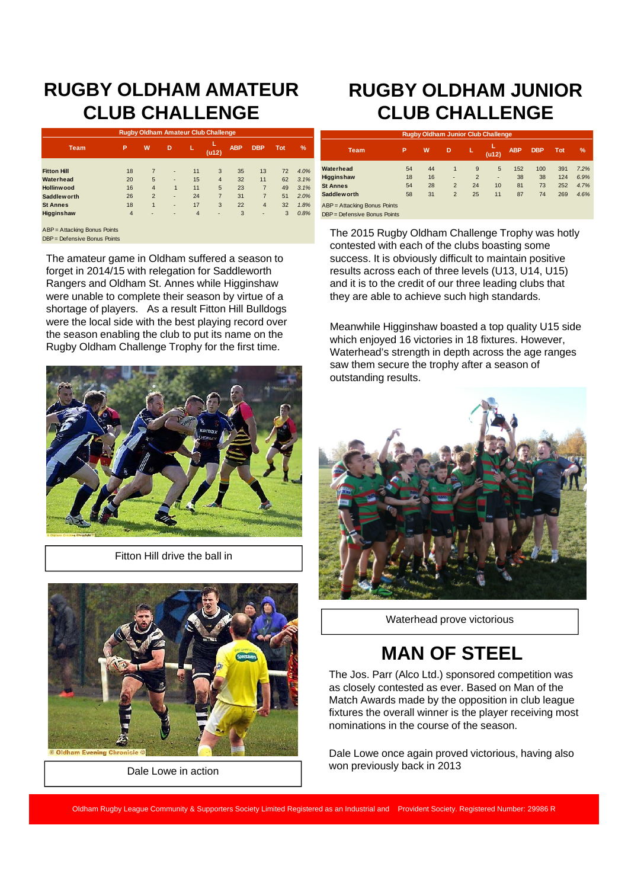# RUGBY OLDHAM AMATEUR CLUB CHALLENGE

| Rugby Oldham Amateur Club Challenge | | | | | | | | | |
|---|---|---|---|---|---|---|---|---|---|
| Team | P | W | D | L | L (u12) | ABP | DBP | Tot | % |
| Fitton Hill | 18 | 7 | - | 11 | 3 | 35 | 13 | 72 | 4.0% |
| Waterhead | 20 | 5 | - | 15 | 4 | 32 | 11 | 62 | 3.1% |
| Hollinwood | 16 | 4 | 1 | 11 | 5 | 23 | 7 | 49 | 3.1% |
| Saddleworth | 26 | 2 | - | 24 | 7 | 31 | 7 | 51 | 2.0% |
| St Annes | 18 | 1 | - | 17 | 3 | 22 | 4 | 32 | 1.8% |
| Higginshaw | 4 | - | - | 4 | - | 3 | - | 3 | 0.8% |

ABP = Attacking Bonus Points
DBP = Defensive Bonus Points

The amateur game in Oldham suffered a season to forget in 2014/15 with relegation for Saddleworth Rangers and Oldham St. Annes while Higginshaw were unable to complete their season by virtue of a shortage of players. As a result Fitton Hill Bulldogs were the local side with the best playing record over the season enabling the club to put its name on the Rugby Oldham Challenge Trophy for the first time.

Fitton Hill drive the ball in

Dale Lowe in action

# RUGBY OLDHAM JUNIOR CLUB CHALLENGE

| Rugby Oldham Junior Club Challenge | | | | | | | | | |
|---|---|---|---|---|---|---|---|---|---|
| Team | P | W | D | L | L (u12) | ABP | DBP | Tot | % |
| Waterhead | 54 | 44 | 1 | 9 | 5 | 152 | 100 | 391 | 7.2% |
| Higginshaw | 18 | 16 | - | 2 | - | 38 | 38 | 124 | 6.9% |
| St Annes | 54 | 28 | 2 | 24 | 10 | 81 | 73 | 252 | 4.7% |
| Saddleworth | 58 | 31 | 2 | 25 | 11 | 87 | 74 | 269 | 4.6% |

ABP = Attacking Bonus Points
DBP = Defensive Bonus Points

The 2015 Rugby Oldham Challenge Trophy was hotly contested with each of the clubs boasting some success. It is obviously difficult to maintain positive results across each of three levels (U13, U14, U15) and it is to the credit of our three leading clubs that they are able to achieve such high standards.

Meanwhile Higginshaw boasted a top quality U15 side which enjoyed 16 victories in 18 fixtures. However, Waterhead's strength in depth across the age ranges saw them secure the trophy after a season of outstanding results.

Waterhead prove victorious

# MAN OF STEEL

The Jos. Parr (Alco Ltd.) sponsored competition was as closely contested as ever. Based on Man of the Match Awards made by the opposition in club league fixtures the overall winner is the player receiving most nominations in the course of the season.

Dale Lowe once again proved victorious, having also won previously back in 2013

Oldham Rugby League Community & Supporters Society Limited Registered as an Industrial and Provident Society. Registered Number: 29986 R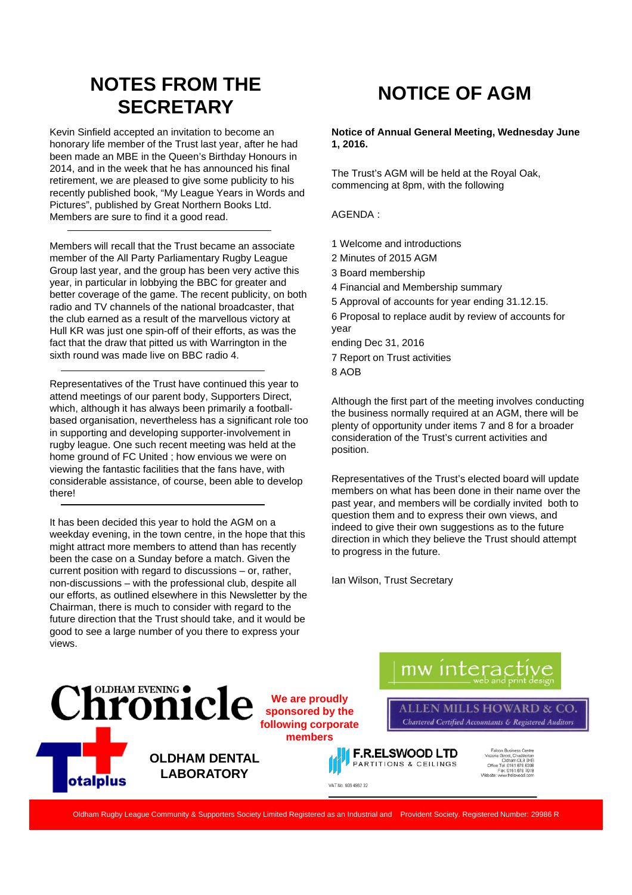# NOTES FROM THE SECRETARY

Kevin Sinfield accepted an invitation to become an honorary life member of the Trust last year, after he had been made an MBE in the Queen's Birthday Honours in 2014, and in the week that he has announced his final retirement, we are pleased to give some publicity to his recently published book, "My League Years in Words and Pictures", published by Great Northern Books Ltd. Members are sure to find it a good read.

---

Members will recall that the Trust became an associate member of the All Party Parliamentary Rugby League Group last year, and the group has been very active this year, in particular in lobbying the BBC for greater and better coverage of the game. The recent publicity, on both radio and TV channels of the national broadcaster, that the club earned as a result of the marvellous victory at Hull KR was just one spin-off of their efforts, as was the fact that the draw that pitted us with Warrington in the sixth round was made live on BBC radio 4.

---

Representatives of the Trust have continued this year to attend meetings of our parent body, Supporters Direct, which, although it has always been primarily a football-based organisation, nevertheless has a significant role too in supporting and developing supporter-involvement in rugby league. One such recent meeting was held at the home ground of FC United ; how envious we were on viewing the fantastic facilities that the fans have, with considerable assistance, of course, been able to develop there!

---

It has been decided this year to hold the AGM on a weekday evening, in the town centre, in the hope that this might attract more members to attend than has recently been the case on a Sunday before a match. Given the current position with regard to discussions – or, rather, non-discussions – with the professional club, despite all our efforts, as outlined elsewhere in this Newsletter by the Chairman, there is much to consider with regard to the future direction that the Trust should take, and it would be good to see a large number of you there to express your views.

# NOTICE OF AGM

**Notice of Annual General Meeting, Wednesday June 1, 2016.**

The Trust's AGM will be held at the Royal Oak, commencing at 8pm, with the following

AGENDA :

1 Welcome and introductions
2 Minutes of 2015 AGM
3 Board membership
4 Financial and Membership summary
5 Approval of accounts for year ending 31.12.15.
6 Proposal to replace audit by review of accounts for year
ending Dec 31, 2016
7 Report on Trust activities
8 AOB

Although the first part of the meeting involves conducting the business normally required at an AGM, there will be plenty of opportunity under items 7 and 8 for a broader consideration of the Trust's current activities and position.

Representatives of the Trust's elected board will update members on what has been done in their name over the past year, and members will be cordially invited both to question them and to express their own views, and indeed to give their own suggestions as to the future direction in which they believe the Trust should attempt to progress in the future.

Ian Wilson, Trust Secretary

OLDHAM EVENING Chronicle

**We are proudly sponsored by the following corporate members**

mw interactive web and print design

ALLEN MILLS HOWARD & CO. Chartered Certified Accountants & Registered Auditors

Totalplus

OLDHAM DENTAL LABORATORY

F.R.ELSWOOD LTD PARTITIONS & CEILINGS

Falcon Business Centre
Victoria Street, Chadderton
Oldham OL9 0HB
Office Tel 0161 678 6306
Fax 0161 678 7019
Website: www.frelswood.com

VAT No. 808 4987 32

Oldham Rugby League Community & Supporters Society Limited Registered as an Industrial and Provident Society. Registered Number: 29986 R